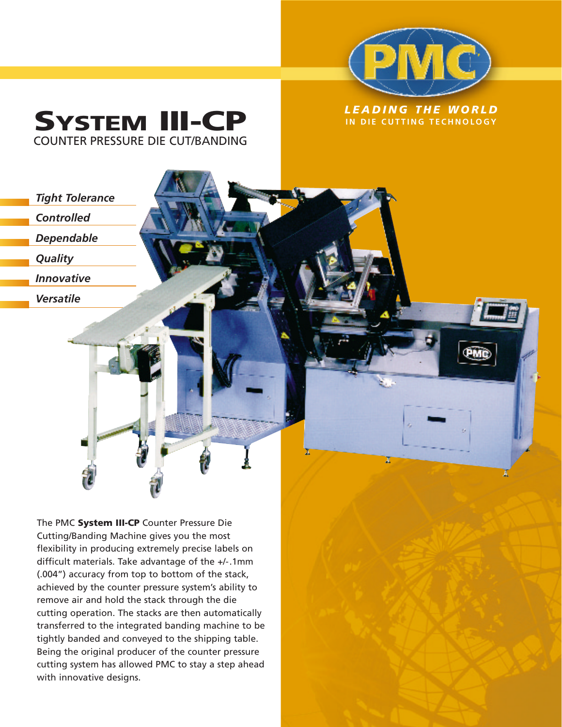PMC

***LEADING THE WORLD***
**IN DIE CUTTING TECHNOLOGY**

# System III-CP

## COUNTER PRESSURE DIE CUT/BANDING

- ***Tight Tolerance***
- ***Controlled***
- ***Dependable***
- ***Quality***
- ***Innovative***
- ***Versatile***

The PMC **System III-CP** Counter Pressure Die Cutting/Banding Machine gives you the most flexibility in producing extremely precise labels on difficult materials. Take advantage of the +/-.1mm (.004") accuracy from top to bottom of the stack, achieved by the counter pressure system's ability to remove air and hold the stack through the die cutting operation. The stacks are then automatically transferred to the integrated banding machine to be tightly banded and conveyed to the shipping table. Being the original producer of the counter pressure cutting system has allowed PMC to stay a step ahead with innovative designs.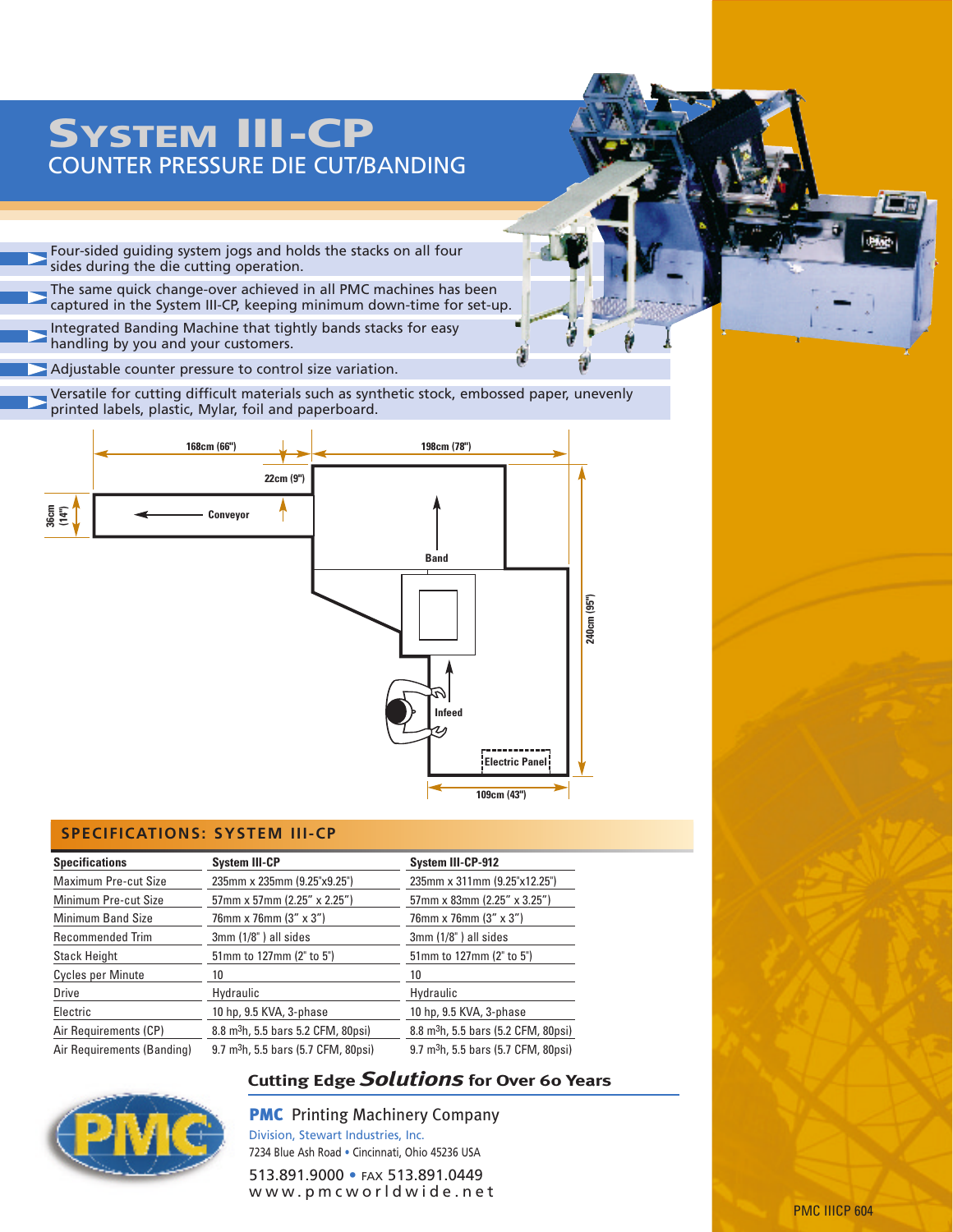# SYSTEM III-CP

## COUNTER PRESSURE DIE CUT/BANDING

- Four-sided guiding system jogs and holds the stacks on all four sides during the die cutting operation.
- The same quick change-over achieved in all PMC machines has been captured in the System III-CP, keeping minimum down-time for set-up.
- Integrated Banding Machine that tightly bands stacks for easy handling by you and your customers.
- Adjustable counter pressure to control size variation.
- Versatile for cutting difficult materials such as synthetic stock, embossed paper, unevenly printed labels, plastic, Mylar, foil and paperboard.

168cm (66")
22cm (9")
198cm (78")
36cm (14")
Conveyor
Band
240cm (95")
Infeed
Electric Panel
109cm (43")

## SPECIFICATIONS: SYSTEM III-CP

| Specifications | System III-CP | System III-CP-912 |
|---|---|---|
| Maximum Pre-cut Size | 235mm x 235mm (9.25"x9.25") | 235mm x 311mm (9.25"x12.25") |
| Minimum Pre-cut Size | 57mm x 57mm (2.25" x 2.25") | 57mm x 83mm (2.25" x 3.25") |
| Minimum Band Size | 76mm x 76mm (3" x 3") | 76mm x 76mm (3" x 3") |
| Recommended Trim | 3mm (1/8" ) all sides | 3mm (1/8" ) all sides |
| Stack Height | 51mm to 127mm (2" to 5") | 51mm to 127mm (2" to 5") |
| Cycles per Minute | 10 | 10 |
| Drive | Hydraulic | Hydraulic |
| Electric | 10 hp, 9.5 KVA, 3-phase | 10 hp, 9.5 KVA, 3-phase |
| Air Requirements (CP) | 8.8 $m^3$h, 5.5 bars 5.2 CFM, 80psi) | 8.8 $m^3$h, 5.5 bars (5.2 CFM, 80psi) |
| Air Requirements (Banding) | 9.7 $m^3$h, 5.5 bars (5.7 CFM, 80psi) | 9.7 $m^3$h, 5.5 bars (5.7 CFM, 80psi) |

**Cutting Edge *Solutions* for Over 60 Years**

**PMC** Printing Machinery Company
Division, Stewart Industries, Inc.
7234 Blue Ash Road • Cincinnati, Ohio 45236 USA

513.891.9000 • FAX 513.891.0449
www.pmcworldwide.net

PMC IIICP 604